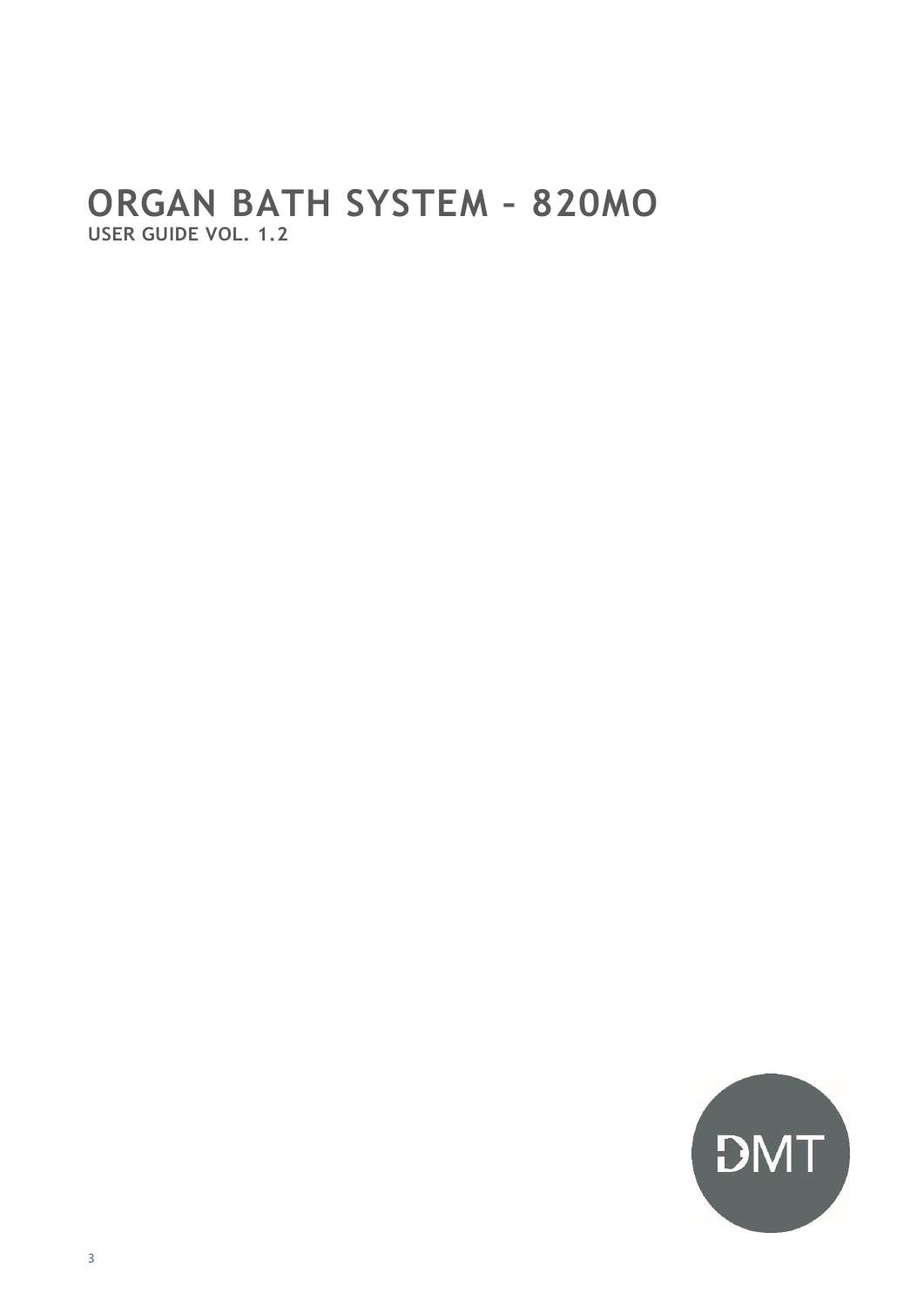# ORGAN BATH SYSTEM – 820MO

**USER GUIDE VOL. 1.2**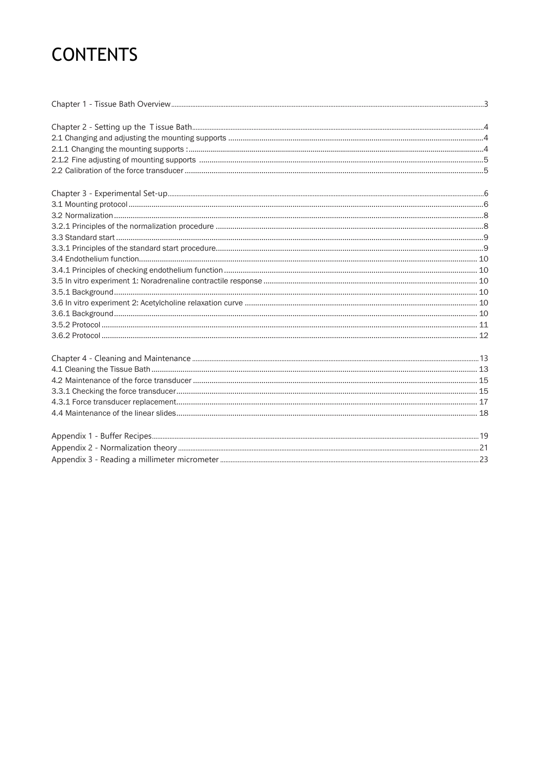# CONTENTS

Chapter 1 - Tissue Bath Overview ... 3

Chapter 2 - Setting up the T issue Bath ... 4
2.1 Changing and adjusting the mounting supports ... 4
2.1.1 Changing the mounting supports : ... 4
2.1.2 Fine adjusting of mounting supports ... 5
2.2 Calibration of the force transducer ... 5

Chapter 3 - Experimental Set-up ... 6
3.1 Mounting protocol ... 6
3.2 Normalization ... 8
3.2.1 Principles of the normalization procedure ... 8
3.3 Standard start ... 9
3.3.1 Principles of the standard start procedure ... 9
3.4 Endothelium function ... 10
3.4.1 Principles of checking endothelium function ... 10
3.5 In vitro experiment 1: Noradrenaline contractile response ... 10
3.5.1 Background ... 10
3.6 In vitro experiment 2: Acetylcholine relaxation curve ... 10
3.6.1 Background ... 10
3.5.2 Protocol ... 11
3.6.2 Protocol ... 12

Chapter 4 - Cleaning and Maintenance ... 13
4.1 Cleaning the Tissue Bath ... 13
4.2 Maintenance of the force transducer ... 15
3.3.1 Checking the force transducer ... 15
4.3.1 Force transducer replacement ... 17
4.4 Maintenance of the linear slides ... 18

Appendix 1 - Buffer Recipes ... 19
Appendix 2 - Normalization theory ... 21
Appendix 3 - Reading a millimeter micrometer ... 23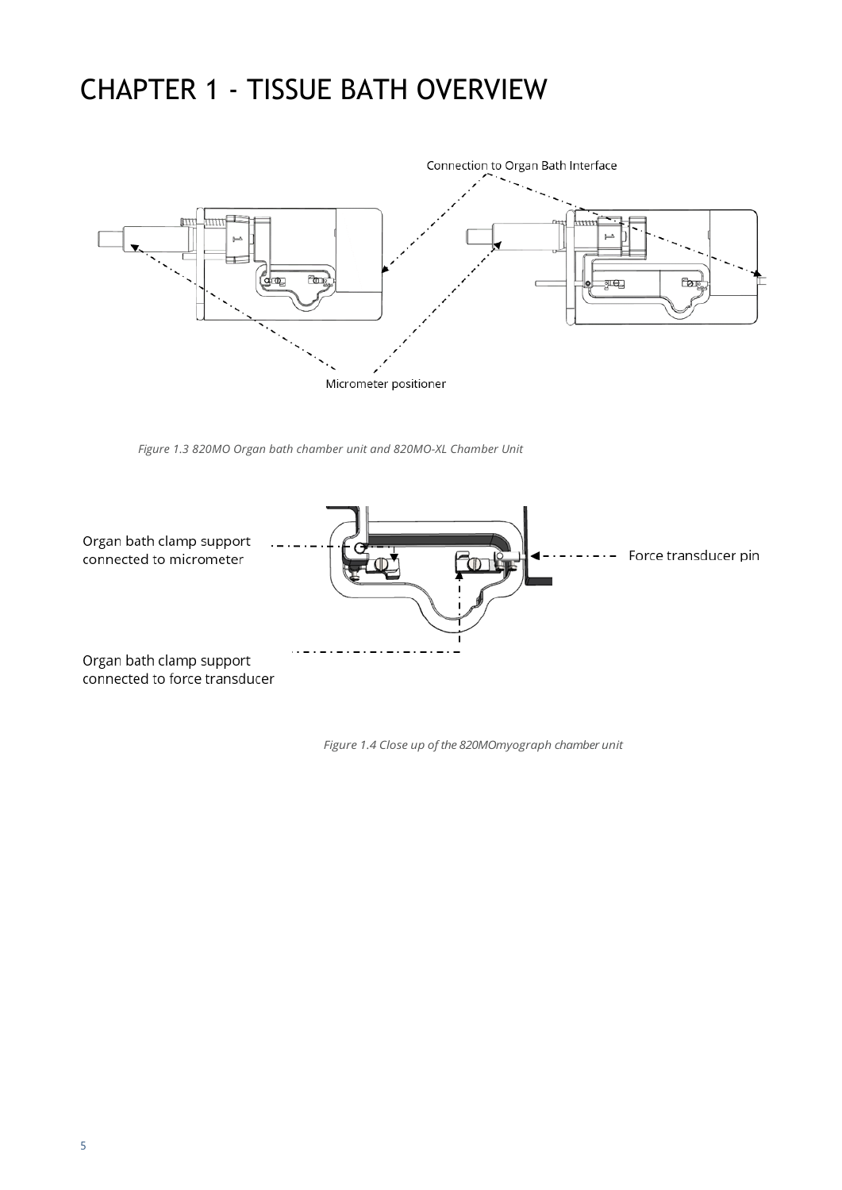# CHAPTER 1 - TISSUE BATH OVERVIEW

Connection to Organ Bath Interface

Micrometer positioner

*Figure 1.3 820MO Organ bath chamber unit and 820MO-XL Chamber Unit*

Organ bath clamp support connected to micrometer

Force transducer pin

Organ bath clamp support connected to force transducer

*Figure 1.4 Close up of the 820MOmyograph chamber unit*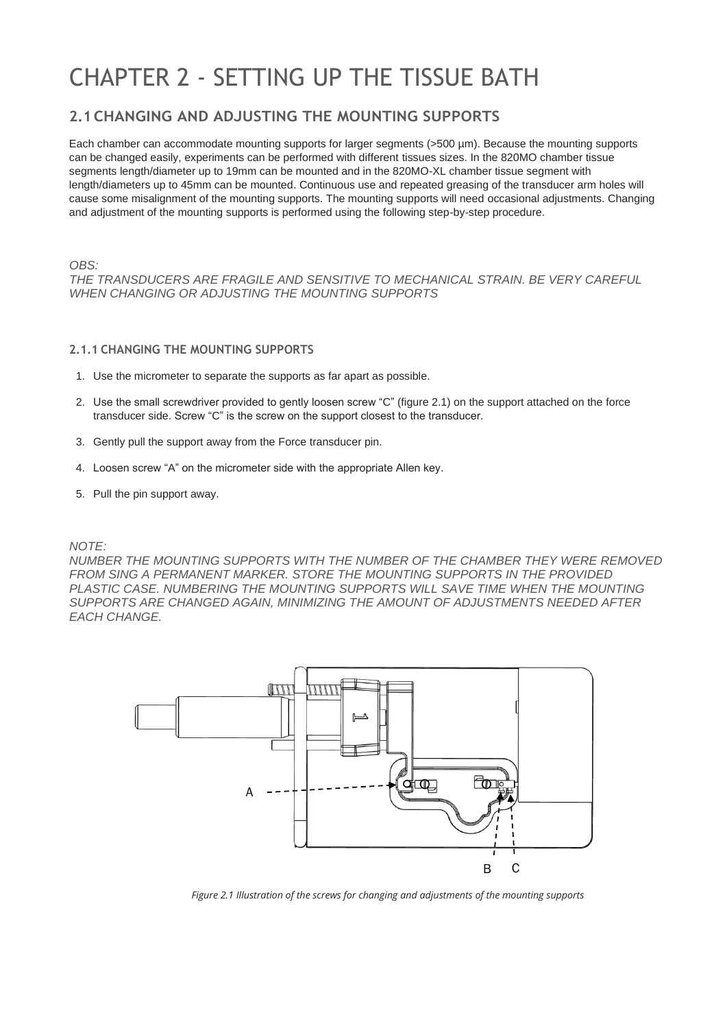# CHAPTER 2 - SETTING UP THE TISSUE BATH

## 2.1 CHANGING AND ADJUSTING THE MOUNTING SUPPORTS

Each chamber can accommodate mounting supports for larger segments (>500 µm). Because the mounting supports can be changed easily, experiments can be performed with different tissues sizes. In the 820MO chamber tissue segments length/diameter up to 19mm can be mounted and in the 820MO-XL chamber tissue segment with length/diameters up to 45mm can be mounted. Continuous use and repeated greasing of the transducer arm holes will cause some misalignment of the mounting supports. The mounting supports will need occasional adjustments. Changing and adjustment of the mounting supports is performed using the following step-by-step procedure.

*OBS:*
*THE TRANSDUCERS ARE FRAGILE AND SENSITIVE TO MECHANICAL STRAIN. BE VERY CAREFUL WHEN CHANGING OR ADJUSTING THE MOUNTING SUPPORTS*

### 2.1.1 CHANGING THE MOUNTING SUPPORTS

1. Use the micrometer to separate the supports as far apart as possible.
2. Use the small screwdriver provided to gently loosen screw "C" (figure 2.1) on the support attached on the force transducer side. Screw "C" is the screw on the support closest to the transducer.
3. Gently pull the support away from the Force transducer pin.
4. Loosen screw "A" on the micrometer side with the appropriate Allen key.
5. Pull the pin support away.

*NOTE:*
*NUMBER THE MOUNTING SUPPORTS WITH THE NUMBER OF THE CHAMBER THEY WERE REMOVED FROM SING A PERMANENT MARKER. STORE THE MOUNTING SUPPORTS IN THE PROVIDED PLASTIC CASE. NUMBERING THE MOUNTING SUPPORTS WILL SAVE TIME WHEN THE MOUNTING SUPPORTS ARE CHANGED AGAIN, MINIMIZING THE AMOUNT OF ADJUSTMENTS NEEDED AFTER EACH CHANGE.*

A

B C

*Figure 2.1 Illustration of the screws for changing and adjustments of the mounting supports*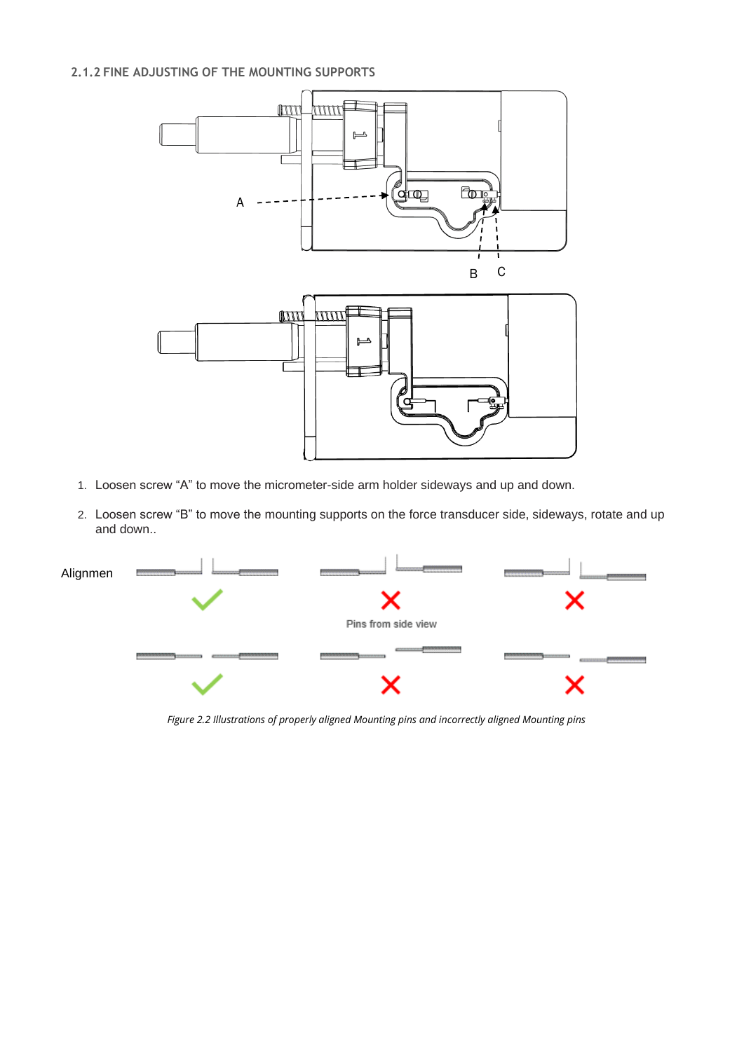### 2.1.2 FINE ADJUSTING OF THE MOUNTING SUPPORTS

1. Loosen screw "A" to move the micrometer-side arm holder sideways and up and down.
2. Loosen screw "B" to move the mounting supports on the force transducer side, sideways, rotate and up and down..

*Figure 2.2 Illustrations of properly aligned Mounting pins and incorrectly aligned Mounting pins*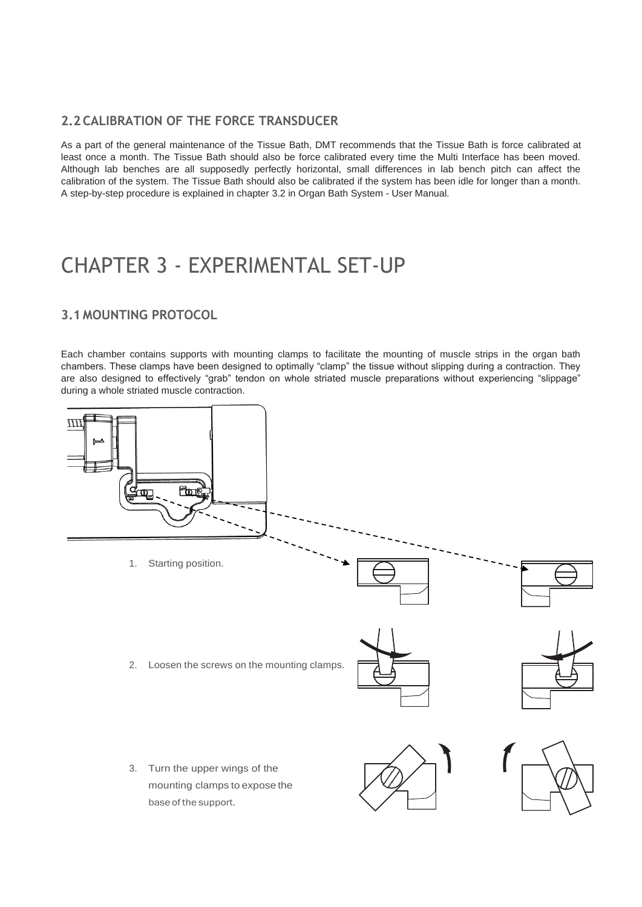## 2.2 CALIBRATION OF THE FORCE TRANSDUCER

As a part of the general maintenance of the Tissue Bath, DMT recommends that the Tissue Bath is force calibrated at least once a month. The Tissue Bath should also be force calibrated every time the Multi Interface has been moved. Although lab benches are all supposedly perfectly horizontal, small differences in lab bench pitch can affect the calibration of the system. The Tissue Bath should also be calibrated if the system has been idle for longer than a month. A step-by-step procedure is explained in chapter 3.2 in Organ Bath System - User Manual.

# CHAPTER 3 - EXPERIMENTAL SET-UP

## 3.1 MOUNTING PROTOCOL

Each chamber contains supports with mounting clamps to facilitate the mounting of muscle strips in the organ bath chambers. These clamps have been designed to optimally "clamp" the tissue without slipping during a contraction. They are also designed to effectively "grab" tendon on whole striated muscle preparations without experiencing "slippage" during a whole striated muscle contraction.

1. Starting position.
2. Loosen the screws on the mounting clamps.
3. Turn the upper wings of the mounting clamps to expose the base of the support.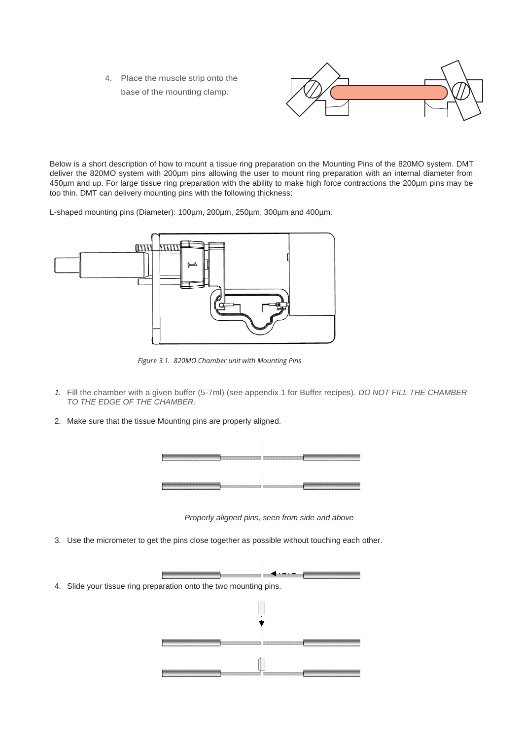4. Place the muscle strip onto the base of the mounting clamp.

Below is a short description of how to mount a tissue ring preparation on the Mounting Pins of the 820MO system. DMT deliver the 820MO system with 200µm pins allowing the user to mount ring preparation with an internal diameter from 450µm and up. For large tissue ring preparation with the ability to make high force contractions the 200µm pins may be too thin. DMT can delivery mounting pins with the following thickness:

L-shaped mounting pins (Diameter): 100µm, 200µm, 250µm, 300µm and 400µm.

*Figure 3.1. 820MO Chamber unit with Mounting Pins*

1. Fill the chamber with a given buffer (5-7ml) (see appendix 1 for Buffer recipes). *DO NOT FILL THE CHAMBER TO THE EDGE OF THE CHAMBER.*
2. Make sure that the tissue Mounting pins are properly aligned.

*Properly aligned pins, seen from side and above*

3. Use the micrometer to get the pins close together as possible without touching each other.
4. Slide your tissue ring preparation onto the two mounting pins.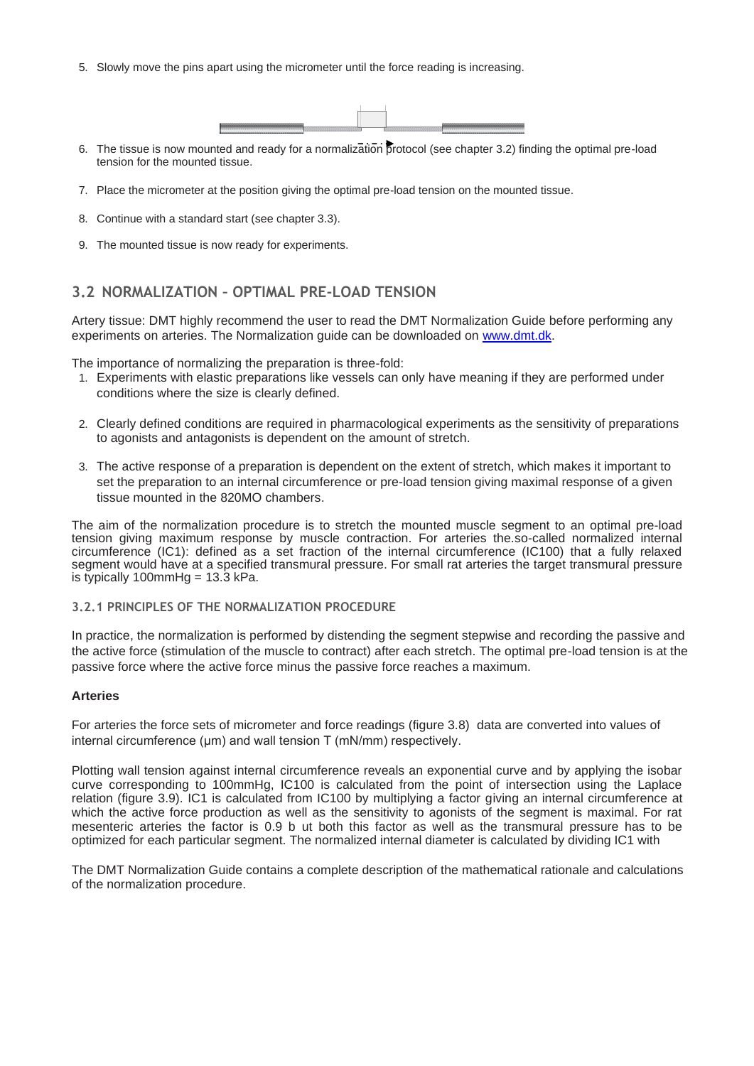5. Slowly move the pins apart using the micrometer until the force reading is increasing.

6. The tissue is now mounted and ready for a normalization protocol (see chapter 3.2) finding the optimal pre-load tension for the mounted tissue.

7. Place the micrometer at the position giving the optimal pre-load tension on the mounted tissue.

8. Continue with a standard start (see chapter 3.3).

9. The mounted tissue is now ready for experiments.

## 3.2 NORMALIZATION – OPTIMAL PRE-LOAD TENSION

Artery tissue: DMT highly recommend the user to read the DMT Normalization Guide before performing any experiments on arteries. The Normalization guide can be downloaded on www.dmt.dk.

The importance of normalizing the preparation is three-fold:

1. Experiments with elastic preparations like vessels can only have meaning if they are performed under conditions where the size is clearly defined.

2. Clearly defined conditions are required in pharmacological experiments as the sensitivity of preparations to agonists and antagonists is dependent on the amount of stretch.

3. The active response of a preparation is dependent on the extent of stretch, which makes it important to set the preparation to an internal circumference or pre-load tension giving maximal response of a given tissue mounted in the 820MO chambers.

The aim of the normalization procedure is to stretch the mounted muscle segment to an optimal pre-load tension giving maximum response by muscle contraction. For arteries the.so-called normalized internal circumference (IC1): defined as a set fraction of the internal circumference (IC100) that a fully relaxed segment would have at a specified transmural pressure. For small rat arteries the target transmural pressure is typically 100mmHg = 13.3 kPa.

### 3.2.1 PRINCIPLES OF THE NORMALIZATION PROCEDURE

In practice, the normalization is performed by distending the segment stepwise and recording the passive and the active force (stimulation of the muscle to contract) after each stretch. The optimal pre-load tension is at the passive force where the active force minus the passive force reaches a maximum.

**Arteries**

For arteries the force sets of micrometer and force readings (figure 3.8) data are converted into values of internal circumference (μm) and wall tension T (mN/mm) respectively.

Plotting wall tension against internal circumference reveals an exponential curve and by applying the isobar curve corresponding to 100mmHg, IC100 is calculated from the point of intersection using the Laplace relation (figure 3.9). IC1 is calculated from IC100 by multiplying a factor giving an internal circumference at which the active force production as well as the sensitivity to agonists of the segment is maximal. For rat mesenteric arteries the factor is 0.9 b ut both this factor as well as the transmural pressure has to be optimized for each particular segment. The normalized internal diameter is calculated by dividing IC1 with

The DMT Normalization Guide contains a complete description of the mathematical rationale and calculations of the normalization procedure.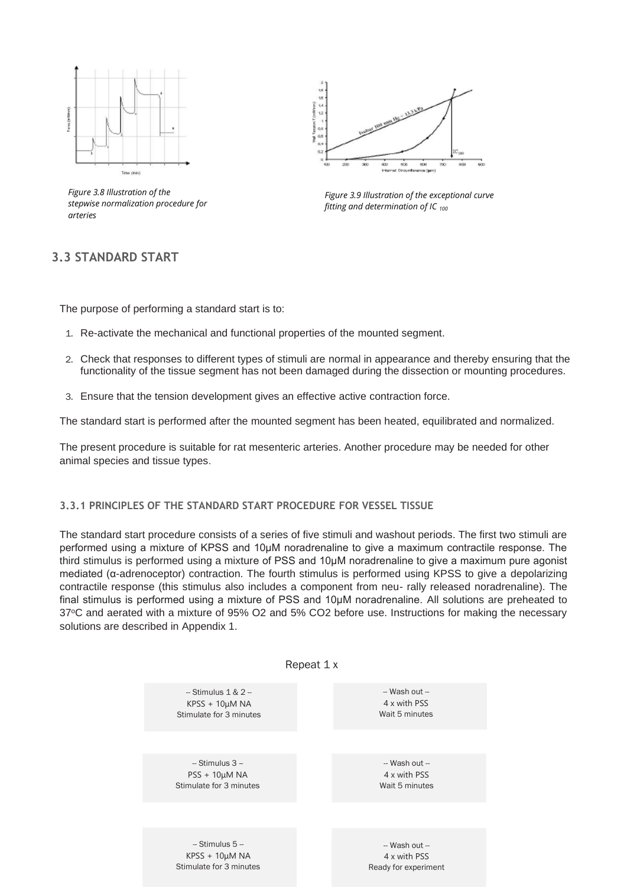*Figure 3.8 Illustration of the stepwise normalization procedure for arteries*

*Figure 3.9 Illustration of the exceptional curve fitting and determination of IC $_{100}$*

## 3.3 STANDARD START

The purpose of performing a standard start is to:

1. Re-activate the mechanical and functional properties of the mounted segment.
2. Check that responses to different types of stimuli are normal in appearance and thereby ensuring that the functionality of the tissue segment has not been damaged during the dissection or mounting procedures.
3. Ensure that the tension development gives an effective active contraction force.

The standard start is performed after the mounted segment has been heated, equilibrated and normalized.

The present procedure is suitable for rat mesenteric arteries. Another procedure may be needed for other animal species and tissue types.

### 3.3.1 PRINCIPLES OF THE STANDARD START PROCEDURE FOR VESSEL TISSUE

The standard start procedure consists of a series of five stimuli and washout periods. The first two stimuli are performed using a mixture of KPSS and 10µM noradrenaline to give a maximum contractile response. The third stimulus is performed using a mixture of PSS and 10µM noradrenaline to give a maximum pure agonist mediated (α-adrenoceptor) contraction. The fourth stimulus is performed using KPSS to give a depolarizing contractile response (this stimulus also includes a component from neu- rally released noradrenaline). The final stimulus is performed using a mixture of PSS and 10µM noradrenaline. All solutions are preheated to 37°C and aerated with a mixture of 95% $O_2$ and 5% $CO_2$ before use. Instructions for making the necessary solutions are described in Appendix 1.

Repeat 1 x

| -- Stimulus 1 & 2 -- KPSS + 10µM NA Stimulate for 3 minutes | -- Wash out -- 4 x with PSS Wait 5 minutes |
|---|---|
| -- Stimulus 3 -- PSS + 10µM NA Stimulate for 3 minutes | -- Wash out -- 4 x with PSS Wait 5 minutes |
| -- Stimulus 5 -- KPSS + 10µM NA Stimulate for 3 minutes | -- Wash out -- 4 x with PSS Ready for experiment |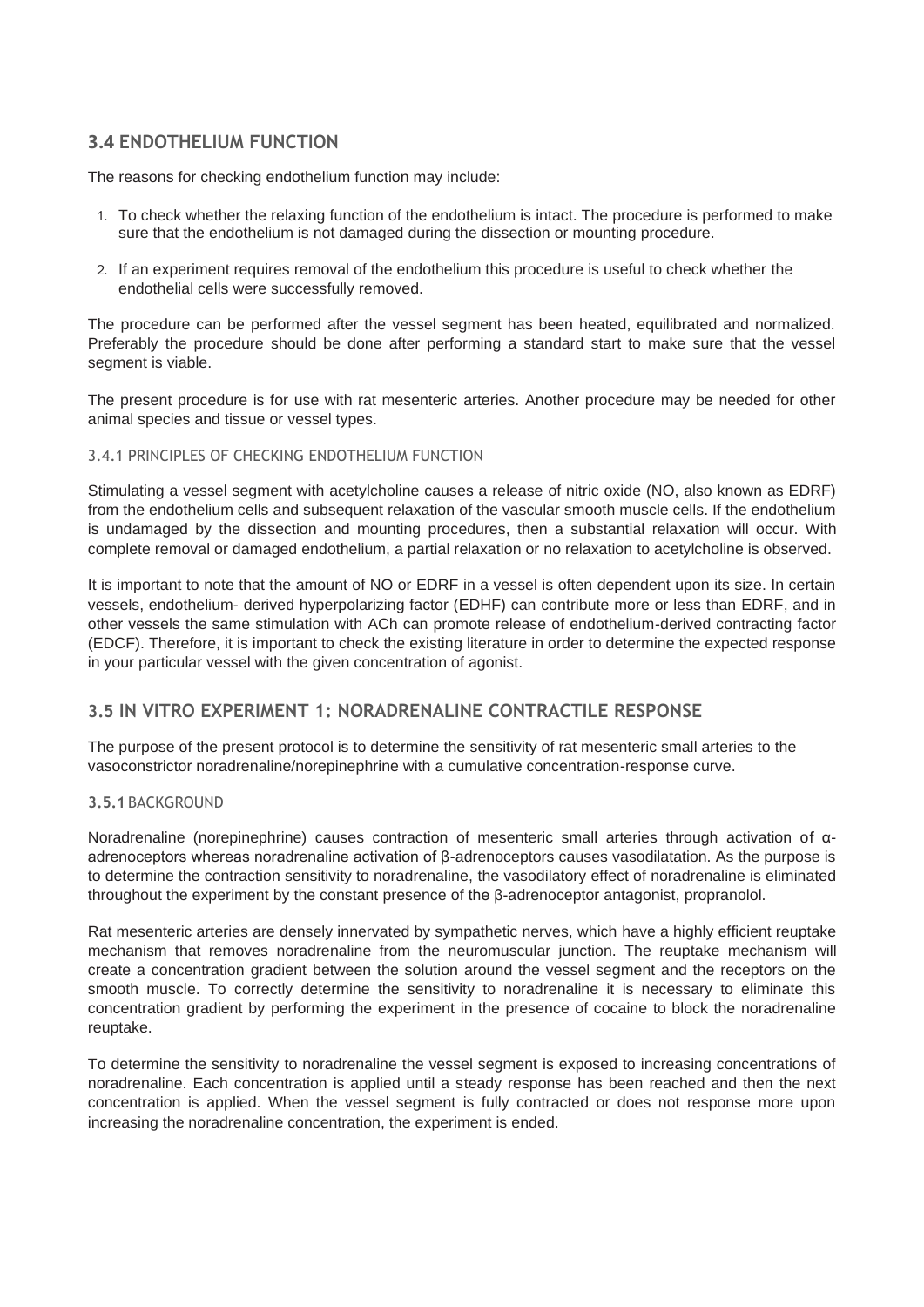## 3.4 ENDOTHELIUM FUNCTION

The reasons for checking endothelium function may include:

1. To check whether the relaxing function of the endothelium is intact. The procedure is performed to make sure that the endothelium is not damaged during the dissection or mounting procedure.
2. If an experiment requires removal of the endothelium this procedure is useful to check whether the endothelial cells were successfully removed.

The procedure can be performed after the vessel segment has been heated, equilibrated and normalized. Preferably the procedure should be done after performing a standard start to make sure that the vessel segment is viable.

The present procedure is for use with rat mesenteric arteries. Another procedure may be needed for other animal species and tissue or vessel types.

### 3.4.1 PRINCIPLES OF CHECKING ENDOTHELIUM FUNCTION

Stimulating a vessel segment with acetylcholine causes a release of nitric oxide (NO, also known as EDRF) from the endothelium cells and subsequent relaxation of the vascular smooth muscle cells. If the endothelium is undamaged by the dissection and mounting procedures, then a substantial relaxation will occur. With complete removal or damaged endothelium, a partial relaxation or no relaxation to acetylcholine is observed.

It is important to note that the amount of NO or EDRF in a vessel is often dependent upon its size. In certain vessels, endothelium- derived hyperpolarizing factor (EDHF) can contribute more or less than EDRF, and in other vessels the same stimulation with ACh can promote release of endothelium-derived contracting factor (EDCF). Therefore, it is important to check the existing literature in order to determine the expected response in your particular vessel with the given concentration of agonist.

## 3.5 IN VITRO EXPERIMENT 1: NORADRENALINE CONTRACTILE RESPONSE

The purpose of the present protocol is to determine the sensitivity of rat mesenteric small arteries to the vasoconstrictor noradrenaline/norepinephrine with a cumulative concentration-response curve.

### 3.5.1 BACKGROUND

Noradrenaline (norepinephrine) causes contraction of mesenteric small arteries through activation of α-adrenoceptors whereas noradrenaline activation of β-adrenoceptors causes vasodilatation. As the purpose is to determine the contraction sensitivity to noradrenaline, the vasodilatory effect of noradrenaline is eliminated throughout the experiment by the constant presence of the β-adrenoceptor antagonist, propranolol.

Rat mesenteric arteries are densely innervated by sympathetic nerves, which have a highly efficient reuptake mechanism that removes noradrenaline from the neuromuscular junction. The reuptake mechanism will create a concentration gradient between the solution around the vessel segment and the receptors on the smooth muscle. To correctly determine the sensitivity to noradrenaline it is necessary to eliminate this concentration gradient by performing the experiment in the presence of cocaine to block the noradrenaline reuptake.

To determine the sensitivity to noradrenaline the vessel segment is exposed to increasing concentrations of noradrenaline. Each concentration is applied until a steady response has been reached and then the next concentration is applied. When the vessel segment is fully contracted or does not response more upon increasing the noradrenaline concentration, the experiment is ended.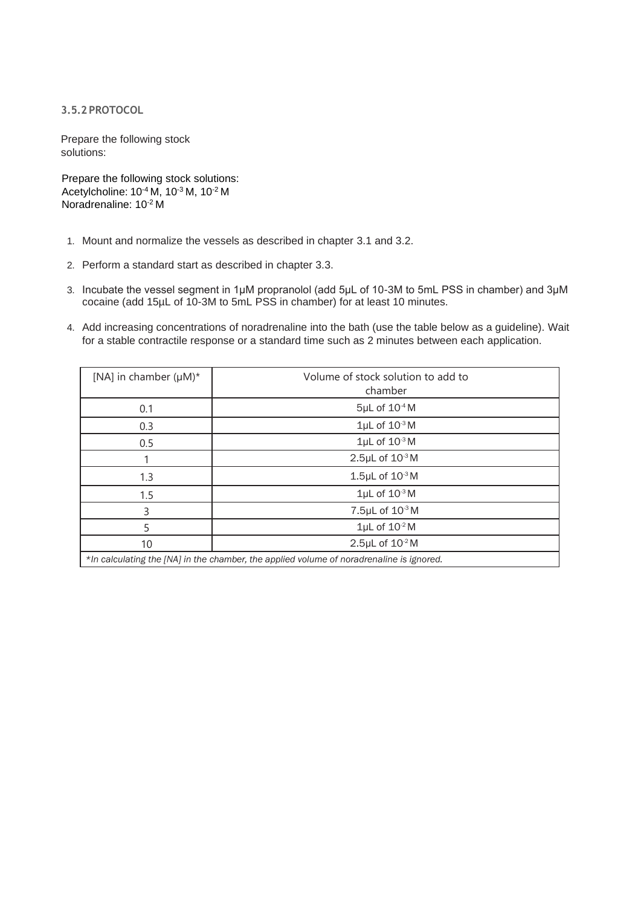### 3.5.2 PROTOCOL

Prepare the following stock solutions:

Prepare the following stock solutions:
Acetylcholine: $10^{-4}$ M, $10^{-3}$ M, $10^{-2}$ M
Noradrenaline: $10^{-2}$ M

1. Mount and normalize the vessels as described in chapter 3.1 and 3.2.
2. Perform a standard start as described in chapter 3.3.
3. Incubate the vessel segment in 1µM propranolol (add 5µL of 10-3M to 5mL PSS in chamber) and 3µM cocaine (add 15µL of 10-3M to 5mL PSS in chamber) for at least 10 minutes.
4. Add increasing concentrations of noradrenaline into the bath (use the table below as a guideline). Wait for a stable contractile response or a standard time such as 2 minutes between each application.

| [NA] in chamber (µM)* | Volume of stock solution to add to chamber |
|---|---|
| 0.1 | 5µL of $10^{-4}$ M |
| 0.3 | 1µL of $10^{-3}$ M |
| 0.5 | 1µL of $10^{-3}$ M |
| 1 | 2.5µL of $10^{-3}$ M |
| 1.3 | 1.5µL of $10^{-3}$ M |
| 1.5 | 1µL of $10^{-3}$ M |
| 3 | 7.5µL of $10^{-3}$ M |
| 5 | 1µL of $10^{-2}$ M |
| 10 | 2.5µL of $10^{-2}$ M |

*\*In calculating the [NA] in the chamber, the applied volume of noradrenaline is ignored.*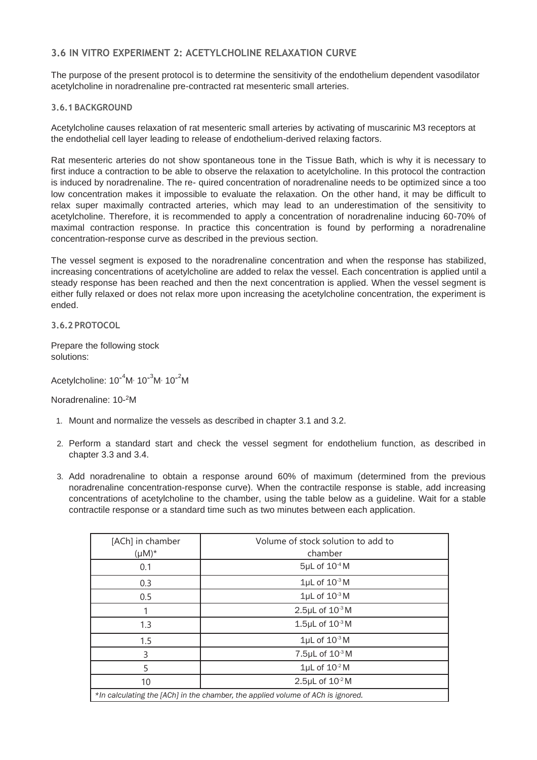## 3.6 IN VITRO EXPERIMENT 2: ACETYLCHOLINE RELAXATION CURVE

The purpose of the present protocol is to determine the sensitivity of the endothelium dependent vasodilator acetylcholine in noradrenaline pre-contracted rat mesenteric small arteries.

### 3.6.1 BACKGROUND

Acetylcholine causes relaxation of rat mesenteric small arteries by activating of muscarinic M3 receptors at the endothelial cell layer leading to release of endothelium-derived relaxing factors.

Rat mesenteric arteries do not show spontaneous tone in the Tissue Bath, which is why it is necessary to first induce a contraction to be able to observe the relaxation to acetylcholine. In this protocol the contraction is induced by noradrenaline. The re- quired concentration of noradrenaline needs to be optimized since a too low concentration makes it impossible to evaluate the relaxation. On the other hand, it may be difficult to relax super maximally contracted arteries, which may lead to an underestimation of the sensitivity to acetylcholine. Therefore, it is recommended to apply a concentration of noradrenaline inducing 60-70% of maximal contraction response. In practice this concentration is found by performing a noradrenaline concentration-response curve as described in the previous section.

The vessel segment is exposed to the noradrenaline concentration and when the response has stabilized, increasing concentrations of acetylcholine are added to relax the vessel. Each concentration is applied until a steady response has been reached and then the next concentration is applied. When the vessel segment is either fully relaxed or does not relax more upon increasing the acetylcholine concentration, the experiment is ended.

### 3.6.2 PROTOCOL

Prepare the following stock solutions:

Acetylcholine: $10^{-4}$M, $10^{-3}$M, $10^{-2}$M

Noradrenaline: $10^{-2}$M

1. Mount and normalize the vessels as described in chapter 3.1 and 3.2.
2. Perform a standard start and check the vessel segment for endothelium function, as described in chapter 3.3 and 3.4.
3. Add noradrenaline to obtain a response around 60% of maximum (determined from the previous noradrenaline concentration-response curve). When the contractile response is stable, add increasing concentrations of acetylcholine to the chamber, using the table below as a guideline. Wait for a stable contractile response or a standard time such as two minutes between each application.

| [ACh] in chamber (µM)* | Volume of stock solution to add to chamber |
|---|---|
| 0.1 | 5µL of $10^{-4}$ M |
| 0.3 | 1µL of $10^{-3}$ M |
| 0.5 | 1µL of $10^{-3}$ M |
| 1 | 2.5µL of $10^{-3}$ M |
| 1.3 | 1.5µL of $10^{-3}$ M |
| 1.5 | 1µL of $10^{-3}$ M |
| 3 | 7.5µL of $10^{-3}$ M |
| 5 | 1µL of $10^{-2}$ M |
| 10 | 2.5µL of $10^{-2}$ M |

*In calculating the [ACh] in the chamber, the applied volume of ACh is ignored.*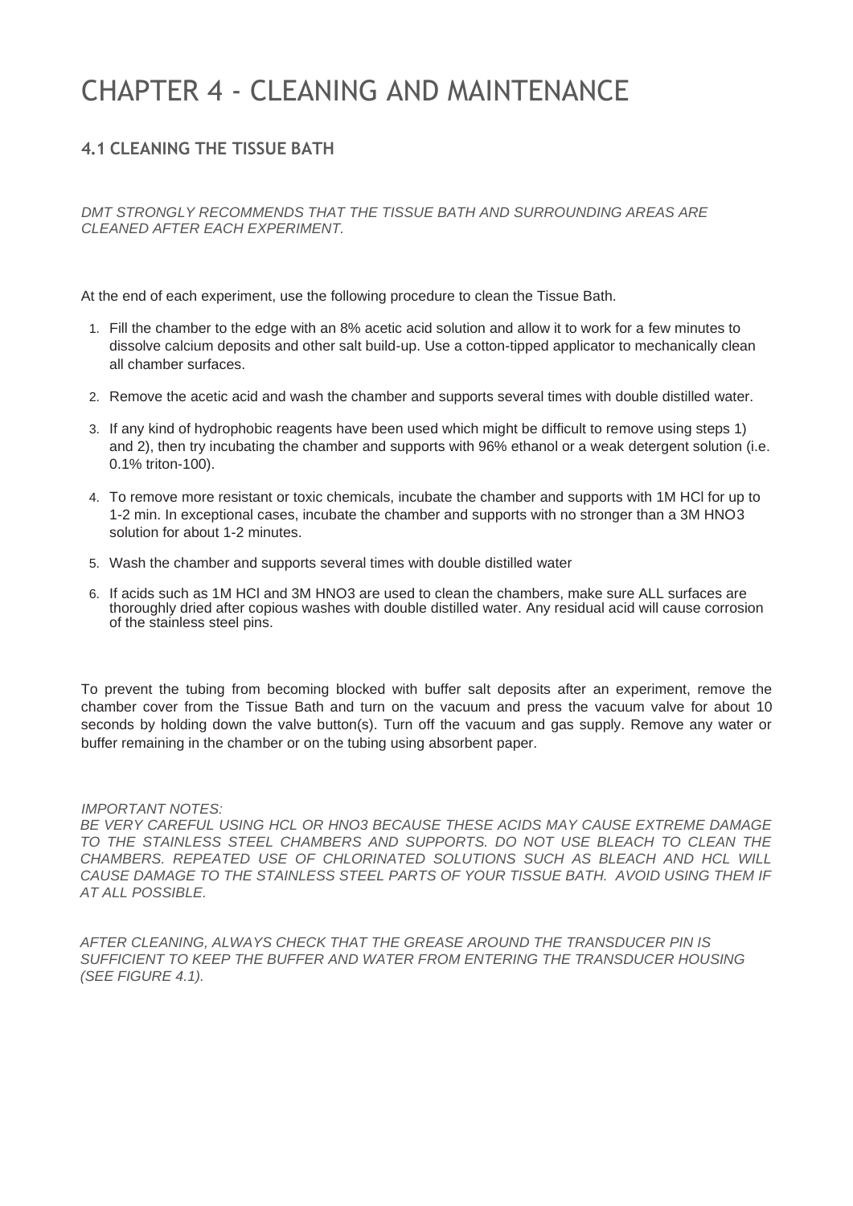# CHAPTER 4 - CLEANING AND MAINTENANCE

## 4.1 CLEANING THE TISSUE BATH

*DMT STRONGLY RECOMMENDS THAT THE TISSUE BATH AND SURROUNDING AREAS ARE CLEANED AFTER EACH EXPERIMENT.*

At the end of each experiment, use the following procedure to clean the Tissue Bath.

1. Fill the chamber to the edge with an 8% acetic acid solution and allow it to work for a few minutes to dissolve calcium deposits and other salt build-up. Use a cotton-tipped applicator to mechanically clean all chamber surfaces.
2. Remove the acetic acid and wash the chamber and supports several times with double distilled water.
3. If any kind of hydrophobic reagents have been used which might be difficult to remove using steps 1) and 2), then try incubating the chamber and supports with 96% ethanol or a weak detergent solution (i.e. 0.1% triton-100).
4. To remove more resistant or toxic chemicals, incubate the chamber and supports with 1M HCl for up to 1-2 min. In exceptional cases, incubate the chamber and supports with no stronger than a 3M $HNO_3$ solution for about 1-2 minutes.
5. Wash the chamber and supports several times with double distilled water
6. If acids such as 1M HCl and 3M $HNO_3$ are used to clean the chambers, make sure ALL surfaces are thoroughly dried after copious washes with double distilled water. Any residual acid will cause corrosion of the stainless steel pins.

To prevent the tubing from becoming blocked with buffer salt deposits after an experiment, remove the chamber cover from the Tissue Bath and turn on the vacuum and press the vacuum valve for about 10 seconds by holding down the valve button(s). Turn off the vacuum and gas supply. Remove any water or buffer remaining in the chamber or on the tubing using absorbent paper.

*IMPORTANT NOTES:*
*BE VERY CAREFUL USING HCL OR HNO3 BECAUSE THESE ACIDS MAY CAUSE EXTREME DAMAGE TO THE STAINLESS STEEL CHAMBERS AND SUPPORTS. DO NOT USE BLEACH TO CLEAN THE CHAMBERS. REPEATED USE OF CHLORINATED SOLUTIONS SUCH AS BLEACH AND HCL WILL CAUSE DAMAGE TO THE STAINLESS STEEL PARTS OF YOUR TISSUE BATH. AVOID USING THEM IF AT ALL POSSIBLE.*

*AFTER CLEANING, ALWAYS CHECK THAT THE GREASE AROUND THE TRANSDUCER PIN IS SUFFICIENT TO KEEP THE BUFFER AND WATER FROM ENTERING THE TRANSDUCER HOUSING (SEE FIGURE 4.1).*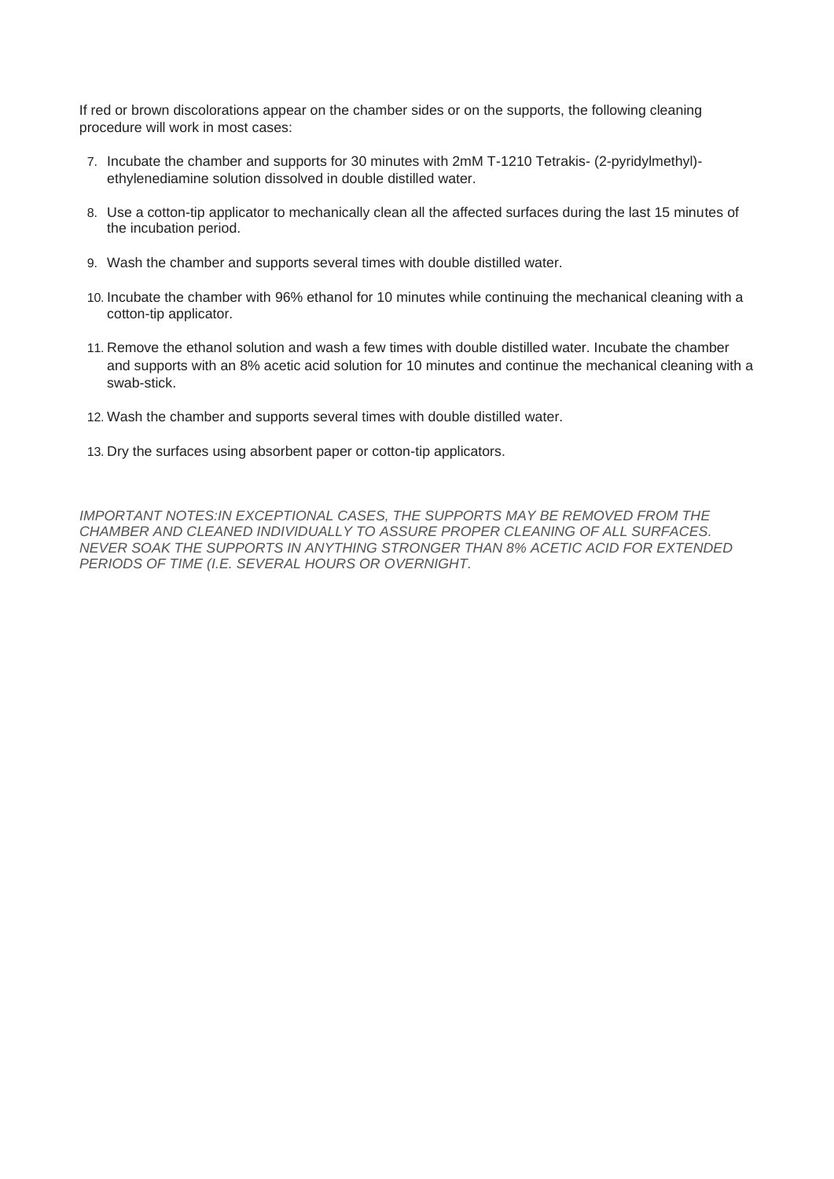If red or brown discolorations appear on the chamber sides or on the supports, the following cleaning procedure will work in most cases:

7. Incubate the chamber and supports for 30 minutes with 2mM T-1210 Tetrakis- (2-pyridylmethyl)-ethylenediamine solution dissolved in double distilled water.
8. Use a cotton-tip applicator to mechanically clean all the affected surfaces during the last 15 minutes of the incubation period.
9. Wash the chamber and supports several times with double distilled water.
10. Incubate the chamber with 96% ethanol for 10 minutes while continuing the mechanical cleaning with a cotton-tip applicator.
11. Remove the ethanol solution and wash a few times with double distilled water. Incubate the chamber and supports with an 8% acetic acid solution for 10 minutes and continue the mechanical cleaning with a swab-stick.
12. Wash the chamber and supports several times with double distilled water.
13. Dry the surfaces using absorbent paper or cotton-tip applicators.

*IMPORTANT NOTES:IN EXCEPTIONAL CASES, THE SUPPORTS MAY BE REMOVED FROM THE CHAMBER AND CLEANED INDIVIDUALLY TO ASSURE PROPER CLEANING OF ALL SURFACES. NEVER SOAK THE SUPPORTS IN ANYTHING STRONGER THAN 8% ACETIC ACID FOR EXTENDED PERIODS OF TIME (I.E. SEVERAL HOURS OR OVERNIGHT.*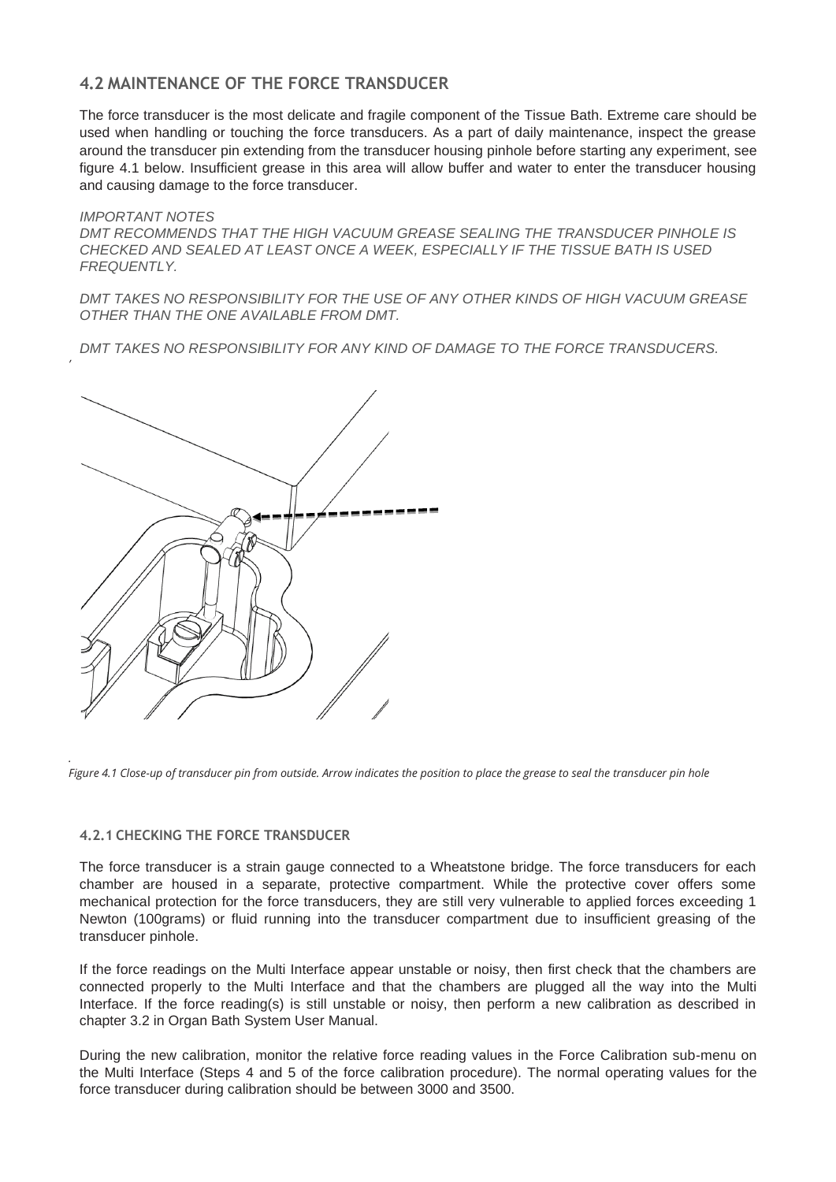## 4.2 MAINTENANCE OF THE FORCE TRANSDUCER

The force transducer is the most delicate and fragile component of the Tissue Bath. Extreme care should be used when handling or touching the force transducers. As a part of daily maintenance, inspect the grease around the transducer pin extending from the transducer housing pinhole before starting any experiment, see figure 4.1 below. Insufficient grease in this area will allow buffer and water to enter the transducer housing and causing damage to the force transducer.

*IMPORTANT NOTES*

*DMT RECOMMENDS THAT THE HIGH VACUUM GREASE SEALING THE TRANSDUCER PINHOLE IS CHECKED AND SEALED AT LEAST ONCE A WEEK, ESPECIALLY IF THE TISSUE BATH IS USED FREQUENTLY.*

*DMT TAKES NO RESPONSIBILITY FOR THE USE OF ANY OTHER KINDS OF HIGH VACUUM GREASE OTHER THAN THE ONE AVAILABLE FROM DMT.*

*DMT TAKES NO RESPONSIBILITY FOR ANY KIND OF DAMAGE TO THE FORCE TRANSDUCERS.*

*Figure 4.1 Close-up of transducer pin from outside. Arrow indicates the position to place the grease to seal the transducer pin hole*

### 4.2.1 CHECKING THE FORCE TRANSDUCER

The force transducer is a strain gauge connected to a Wheatstone bridge. The force transducers for each chamber are housed in a separate, protective compartment. While the protective cover offers some mechanical protection for the force transducers, they are still very vulnerable to applied forces exceeding 1 Newton (100grams) or fluid running into the transducer compartment due to insufficient greasing of the transducer pinhole.

If the force readings on the Multi Interface appear unstable or noisy, then first check that the chambers are connected properly to the Multi Interface and that the chambers are plugged all the way into the Multi Interface. If the force reading(s) is still unstable or noisy, then perform a new calibration as described in chapter 3.2 in Organ Bath System User Manual.

During the new calibration, monitor the relative force reading values in the Force Calibration sub-menu on the Multi Interface (Steps 4 and 5 of the force calibration procedure). The normal operating values for the force transducer during calibration should be between 3000 and 3500.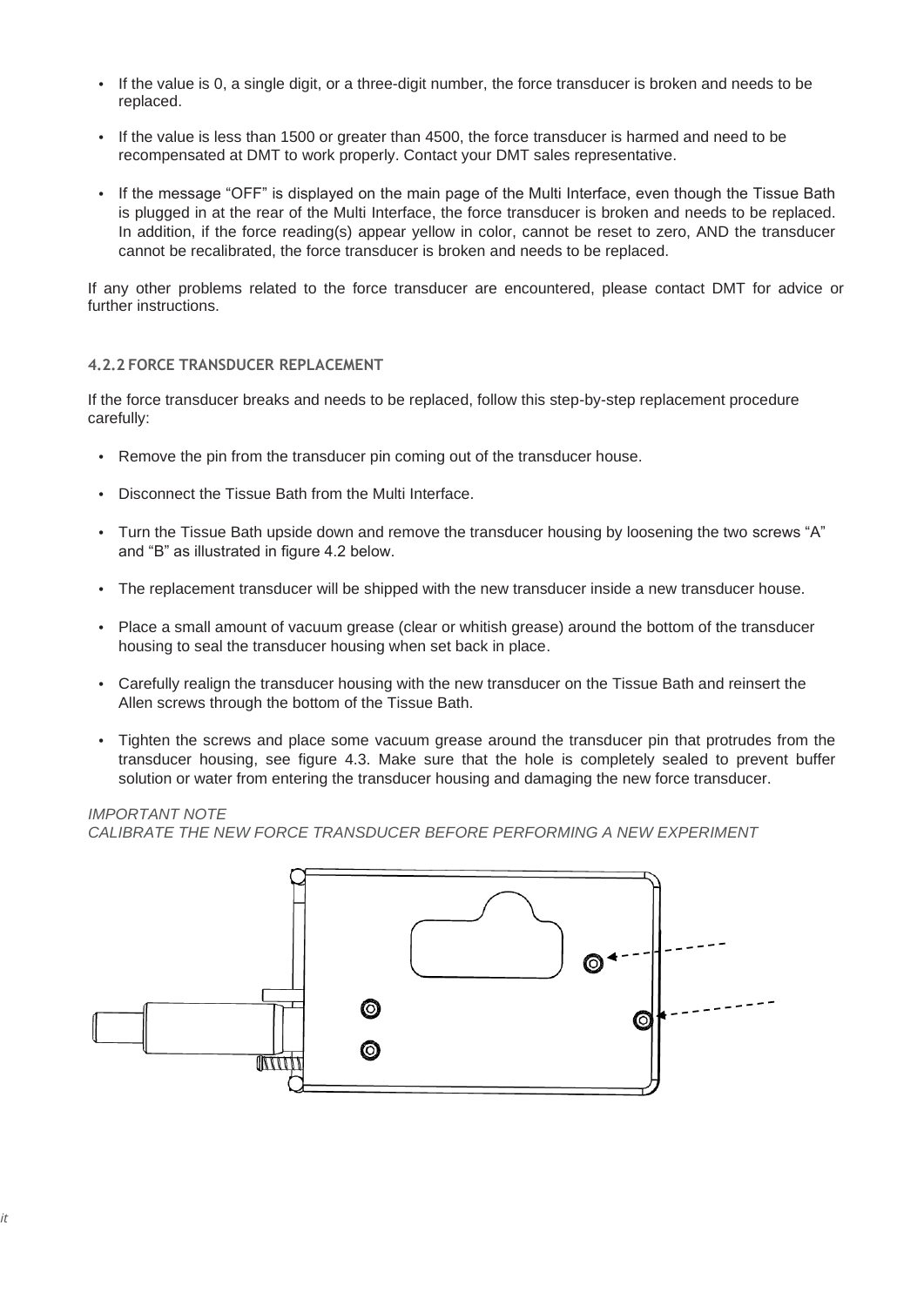- If the value is 0, a single digit, or a three-digit number, the force transducer is broken and needs to be replaced.
- If the value is less than 1500 or greater than 4500, the force transducer is harmed and need to be recompensated at DMT to work properly. Contact your DMT sales representative.
- If the message "OFF" is displayed on the main page of the Multi Interface, even though the Tissue Bath is plugged in at the rear of the Multi Interface, the force transducer is broken and needs to be replaced. In addition, if the force reading(s) appear yellow in color, cannot be reset to zero, AND the transducer cannot be recalibrated, the force transducer is broken and needs to be replaced.

If any other problems related to the force transducer are encountered, please contact DMT for advice or further instructions.

#### 4.2.2 FORCE TRANSDUCER REPLACEMENT

If the force transducer breaks and needs to be replaced, follow this step-by-step replacement procedure carefully:

- Remove the pin from the transducer pin coming out of the transducer house.
- Disconnect the Tissue Bath from the Multi Interface.
- Turn the Tissue Bath upside down and remove the transducer housing by loosening the two screws "A" and "B" as illustrated in figure 4.2 below.
- The replacement transducer will be shipped with the new transducer inside a new transducer house.
- Place a small amount of vacuum grease (clear or whitish grease) around the bottom of the transducer housing to seal the transducer housing when set back in place.
- Carefully realign the transducer housing with the new transducer on the Tissue Bath and reinsert the Allen screws through the bottom of the Tissue Bath.
- Tighten the screws and place some vacuum grease around the transducer pin that protrudes from the transducer housing, see figure 4.3. Make sure that the hole is completely sealed to prevent buffer solution or water from entering the transducer housing and damaging the new force transducer.

*IMPORTANT NOTE*
*CALIBRATE THE NEW FORCE TRANSDUCER BEFORE PERFORMING A NEW EXPERIMENT*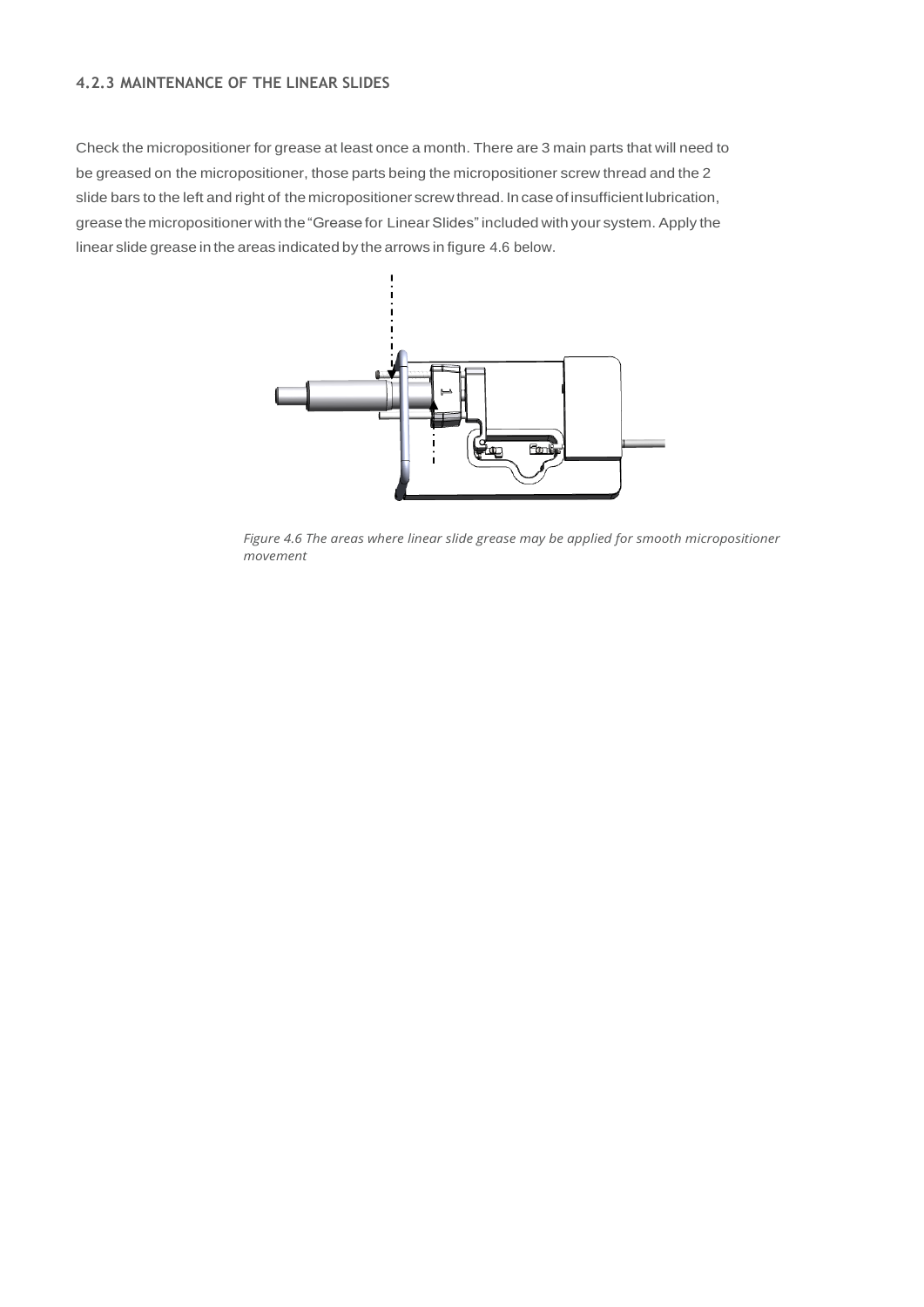### 4.2.3 MAINTENANCE OF THE LINEAR SLIDES

Check the micropositioner for grease at least once a month. There are 3 main parts that will need to be greased on the micropositioner, those parts being the micropositioner screw thread and the 2 slide bars to the left and right of the micropositioner screw thread. In case of insufficient lubrication, grease the micropositioner with the "Grease for Linear Slides" included with your system. Apply the linear slide grease in the areas indicated by the arrows in figure 4.6 below.

*Figure 4.6 The areas where linear slide grease may be applied for smooth micropositioner movement*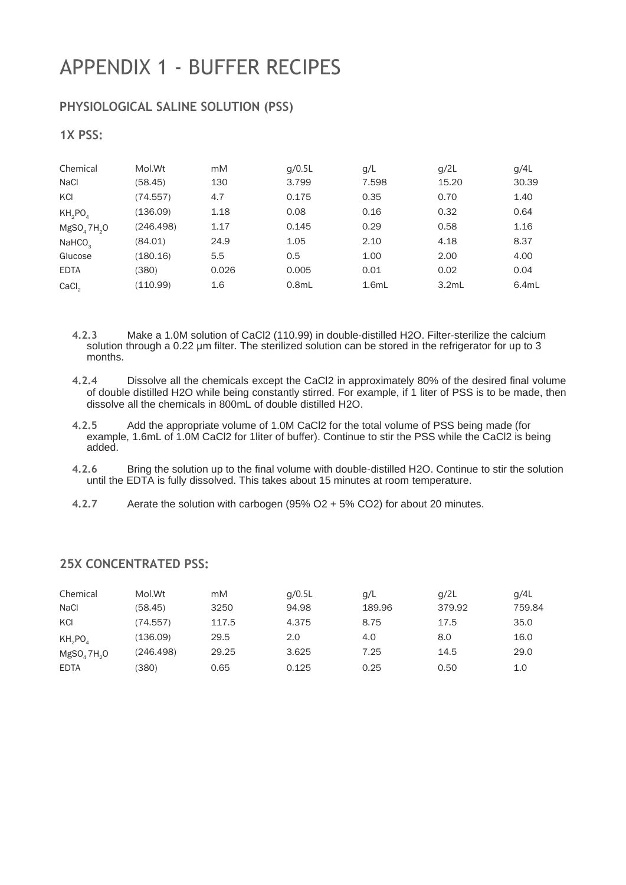# APPENDIX 1 - BUFFER RECIPES

## PHYSIOLOGICAL SALINE SOLUTION (PSS)

### 1X PSS:

| Chemical | Mol.Wt | mM | g/0.5L | g/L | g/2L | g/4L |
|---|---|---|---|---|---|---|
| NaCl | (58.45) | 130 | 3.799 | 7.598 | 15.20 | 30.39 |
| KCl | (74.557) | 4.7 | 0.175 | 0.35 | 0.70 | 1.40 |
| $KH_2PO_4$ | (136.09) | 1.18 | 0.08 | 0.16 | 0.32 | 0.64 |
| $MgSO_4\,7H_2O$ | (246.498) | 1.17 | 0.145 | 0.29 | 0.58 | 1.16 |
| $NaHCO_3$ | (84.01) | 24.9 | 1.05 | 2.10 | 4.18 | 8.37 |
| Glucose | (180.16) | 5.5 | 0.5 | 1.00 | 2.00 | 4.00 |
| EDTA | (380) | 0.026 | 0.005 | 0.01 | 0.02 | 0.04 |
| $CaCl_2$ | (110.99) | 1.6 | 0.8mL | 1.6mL | 3.2mL | 6.4mL |

- **4.2.3** Make a 1.0M solution of CaCl2 (110.99) in double-distilled H2O. Filter-sterilize the calcium solution through a 0.22 µm filter. The sterilized solution can be stored in the refrigerator for up to 3 months.
- **4.2.4** Dissolve all the chemicals except the CaCl2 in approximately 80% of the desired final volume of double distilled H2O while being constantly stirred. For example, if 1 liter of PSS is to be made, then dissolve all the chemicals in 800mL of double distilled H2O.
- **4.2.5** Add the appropriate volume of 1.0M CaCl2 for the total volume of PSS being made (for example, 1.6mL of 1.0M CaCl2 for 1liter of buffer). Continue to stir the PSS while the CaCl2 is being added.
- **4.2.6** Bring the solution up to the final volume with double-distilled H2O. Continue to stir the solution until the EDTA is fully dissolved. This takes about 15 minutes at room temperature.
- **4.2.7** Aerate the solution with carbogen (95% O2 + 5% CO2) for about 20 minutes.

### 25X CONCENTRATED PSS:

| Chemical | Mol.Wt | mM | g/0.5L | g/L | g/2L | g/4L |
|---|---|---|---|---|---|---|
| NaCl | (58.45) | 3250 | 94.98 | 189.96 | 379.92 | 759.84 |
| KCl | (74.557) | 117.5 | 4.375 | 8.75 | 17.5 | 35.0 |
| $KH_2PO_4$ | (136.09) | 29.5 | 2.0 | 4.0 | 8.0 | 16.0 |
| $MgSO_4\,7H_2O$ | (246.498) | 29.25 | 3.625 | 7.25 | 14.5 | 29.0 |
| EDTA | (380) | 0.65 | 0.125 | 0.25 | 0.50 | 1.0 |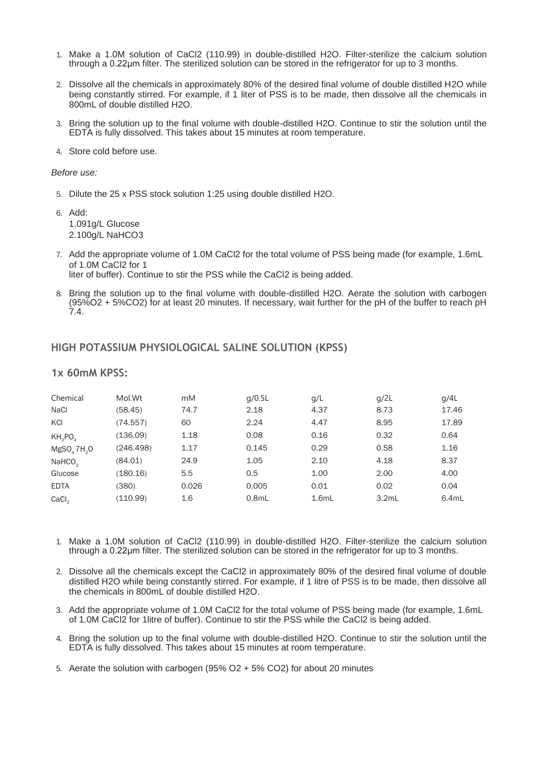1. Make a 1.0M solution of CaCl2 (110.99) in double-distilled H2O. Filter-sterilize the calcium solution through a 0.22µm filter. The sterilized solution can be stored in the refrigerator for up to 3 months.
2. Dissolve all the chemicals in approximately 80% of the desired final volume of double distilled H2O while being constantly stirred. For example, if 1 liter of PSS is to be made, then dissolve all the chemicals in 800mL of double distilled H2O.
3. Bring the solution up to the final volume with double-distilled H2O. Continue to stir the solution until the EDTA is fully dissolved. This takes about 15 minutes at room temperature.
4. Store cold before use.

*Before use:*

5. Dilute the 25 x PSS stock solution 1:25 using double distilled H2O.
6. Add:
   1.091g/L Glucose
   2.100g/L NaHCO3
7. Add the appropriate volume of 1.0M CaCl2 for the total volume of PSS being made (for example, 1.6mL of 1.0M CaCl2 for 1
   liter of buffer). Continue to stir the PSS while the CaCl2 is being added.
8. Bring the solution up to the final volume with double-distilled H2O. Aerate the solution with carbogen (95%O2 + 5%CO2) for at least 20 minutes. If necessary, wait further for the pH of the buffer to reach pH 7.4.

## HIGH POTASSIUM PHYSIOLOGICAL SALINE SOLUTION (KPSS)

### 1x 60mM KPSS:

| Chemical | Mol.Wt | mM | g/0.5L | g/L | g/2L | g/4L |
|---|---|---|---|---|---|---|
| NaCl | (58.45) | 74.7 | 2.18 | 4.37 | 8.73 | 17.46 |
| KCl | (74.557) | 60 | 2.24 | 4.47 | 8.95 | 17.89 |
| $KH_2PO_4$ | (136.09) | 1.18 | 0.08 | 0.16 | 0.32 | 0.64 |
| $MgSO_4 7H_2O$ | (246.498) | 1.17 | 0.145 | 0.29 | 0.58 | 1.16 |
| $NaHCO_3$ | (84.01) | 24.9 | 1.05 | 2.10 | 4.18 | 8.37 |
| Glucose | (180.16) | 5.5 | 0.5 | 1.00 | 2.00 | 4.00 |
| EDTA | (380) | 0.026 | 0.005 | 0.01 | 0.02 | 0.04 |
| $CaCl_2$ | (110.99) | 1.6 | 0.8mL | 1.6mL | 3.2mL | 6.4mL |

1. Make a 1.0M solution of CaCl2 (110.99) in double-distilled H2O. Filter-sterilize the calcium solution through a 0.22µm filter. The sterilized solution can be stored in the refrigerator for up to 3 months.
2. Dissolve all the chemicals except the CaCl2 in approximately 80% of the desired final volume of double distilled H2O while being constantly stirred. For example, if 1 litre of PSS is to be made, then dissolve all the chemicals in 800mL of double distilled H2O.
3. Add the appropriate volume of 1.0M CaCl2 for the total volume of PSS being made (for example, 1.6mL of 1.0M CaCl2 for 1litre of buffer). Continue to stir the PSS while the CaCl2 is being added.
4. Bring the solution up to the final volume with double-distilled H2O. Continue to stir the solution until the EDTA is fully dissolved. This takes about 15 minutes at room temperature.
5. Aerate the solution with carbogen (95% O2 + 5% CO2) for about 20 minutes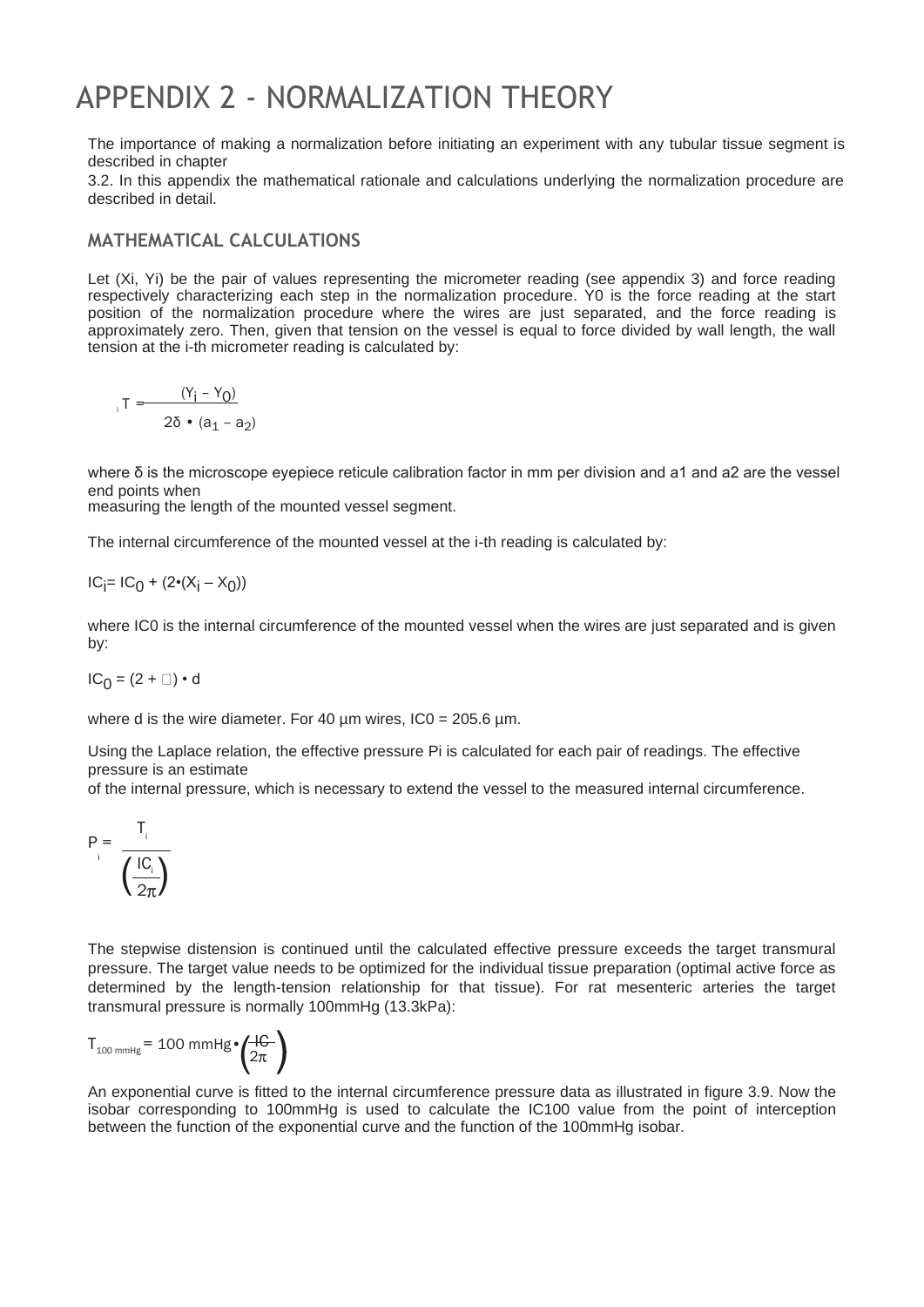# APPENDIX 2 - NORMALIZATION THEORY

The importance of making a normalization before initiating an experiment with any tubular tissue segment is described in chapter

3.2. In this appendix the mathematical rationale and calculations underlying the normalization procedure are described in detail.

## MATHEMATICAL CALCULATIONS

Let (Xi, Yi) be the pair of values representing the micrometer reading (see appendix 3) and force reading respectively characterizing each step in the normalization procedure. Y0 is the force reading at the start position of the normalization procedure where the wires are just separated, and the force reading is approximately zero. Then, given that tension on the vessel is equal to force divided by wall length, the wall tension at the i-th micrometer reading is calculated by:

$$T_i = \frac{(Y_i - Y_0)}{2\delta \cdot (a_1 - a_2)}$$

where δ is the microscope eyepiece reticule calibration factor in mm per division and a1 and a2 are the vessel end points when
measuring the length of the mounted vessel segment.

The internal circumference of the mounted vessel at the i-th reading is calculated by:

$$IC_i = IC_0 + (2 \cdot (X_i - X_0))$$

where IC0 is the internal circumference of the mounted vessel when the wires are just separated and is given by:

$$IC_0 = (2 + \pi) \cdot d$$

where d is the wire diameter. For 40 µm wires, IC0 = 205.6 µm.

Using the Laplace relation, the effective pressure Pi is calculated for each pair of readings. The effective pressure is an estimate
of the internal pressure, which is necessary to extend the vessel to the measured internal circumference.

$$P_i = \frac{T_i}{\left(\frac{IC_i}{2\pi}\right)}$$

The stepwise distension is continued until the calculated effective pressure exceeds the target transmural pressure. The target value needs to be optimized for the individual tissue preparation (optimal active force as determined by the length-tension relationship for that tissue). For rat mesenteric arteries the target transmural pressure is normally 100mmHg (13.3kPa):

$$T_{100\,mmHg} = 100\text{ mmHg} \cdot \left(\frac{IC}{2\pi}\right)$$

An exponential curve is fitted to the internal circumference pressure data as illustrated in figure 3.9. Now the isobar corresponding to 100mmHg is used to calculate the IC100 value from the point of interception between the function of the exponential curve and the function of the 100mmHg isobar.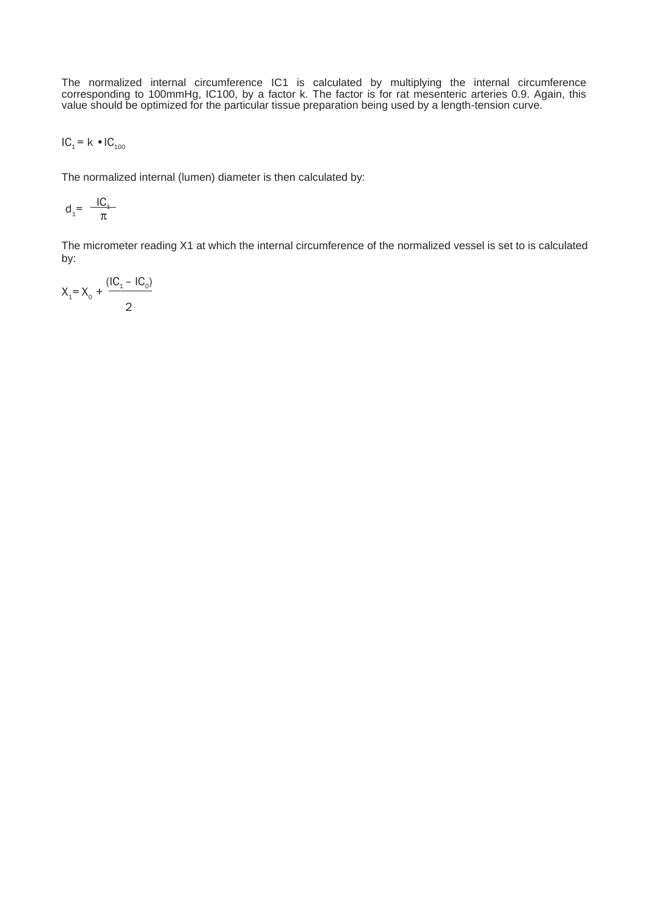The normalized internal circumference IC1 is calculated by multiplying the internal circumference corresponding to 100mmHg, IC100, by a factor k. The factor is for rat mesenteric arteries 0.9. Again, this value should be optimized for the particular tissue preparation being used by a length-tension curve.

$$IC_1 = k \bullet IC_{100}$$

The normalized internal (lumen) diameter is then calculated by:

$$d_1 = \frac{IC_1}{\pi}$$

The micrometer reading X1 at which the internal circumference of the normalized vessel is set to is calculated by:

$$X_1 = X_0 + \frac{(IC_1 - IC_0)}{2}$$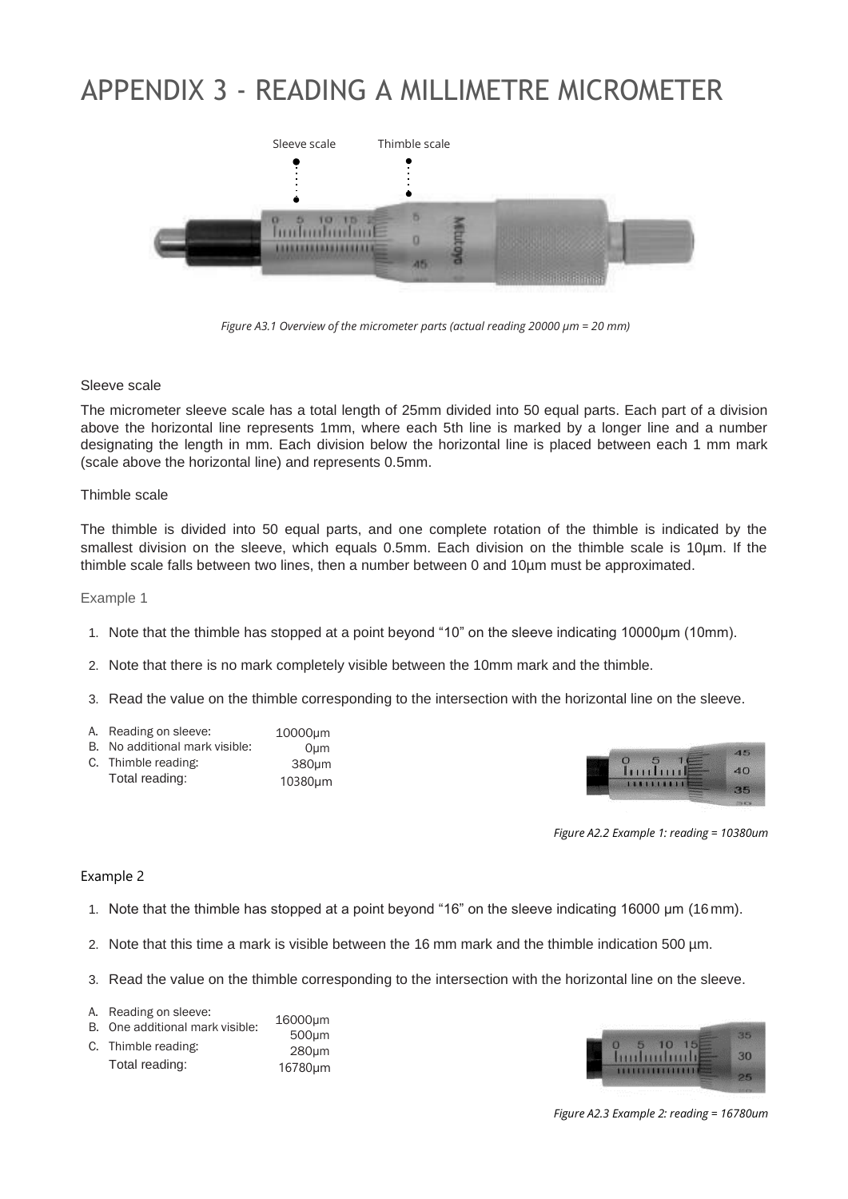# APPENDIX 3 - READING A MILLIMETRE MICROMETER

Sleeve scale   Thimble scale

*Figure A3.1 Overview of the micrometer parts (actual reading 20000 µm = 20 mm)*

### Sleeve scale

The micrometer sleeve scale has a total length of 25mm divided into 50 equal parts. Each part of a division above the horizontal line represents 1mm, where each 5th line is marked by a longer line and a number designating the length in mm. Each division below the horizontal line is placed between each 1 mm mark (scale above the horizontal line) and represents 0.5mm.

### Thimble scale

The thimble is divided into 50 equal parts, and one complete rotation of the thimble is indicated by the smallest division on the sleeve, which equals 0.5mm. Each division on the thimble scale is 10µm. If the thimble scale falls between two lines, then a number between 0 and 10µm must be approximated.

### Example 1

1. Note that the thimble has stopped at a point beyond "10" on the sleeve indicating 10000µm (10mm).
2. Note that there is no mark completely visible between the 10mm mark and the thimble.
3. Read the value on the thimble corresponding to the intersection with the horizontal line on the sleeve.

| | |
|---|---|
| A. Reading on sleeve: | 10000µm |
| B. No additional mark visible: | 0µm |
| C. Thimble reading: | 380µm |
| Total reading: | 10380µm |

*Figure A2.2 Example 1: reading = 10380um*

### Example 2

1. Note that the thimble has stopped at a point beyond "16" on the sleeve indicating 16000 µm (16 mm).
2. Note that this time a mark is visible between the 16 mm mark and the thimble indication 500 µm.
3. Read the value on the thimble corresponding to the intersection with the horizontal line on the sleeve.

| | |
|---|---|
| A. Reading on sleeve: | 16000µm |
| B. One additional mark visible: | 500µm |
| C. Thimble reading: | 280µm |
| Total reading: | 16780µm |

*Figure A2.3 Example 2: reading = 16780um*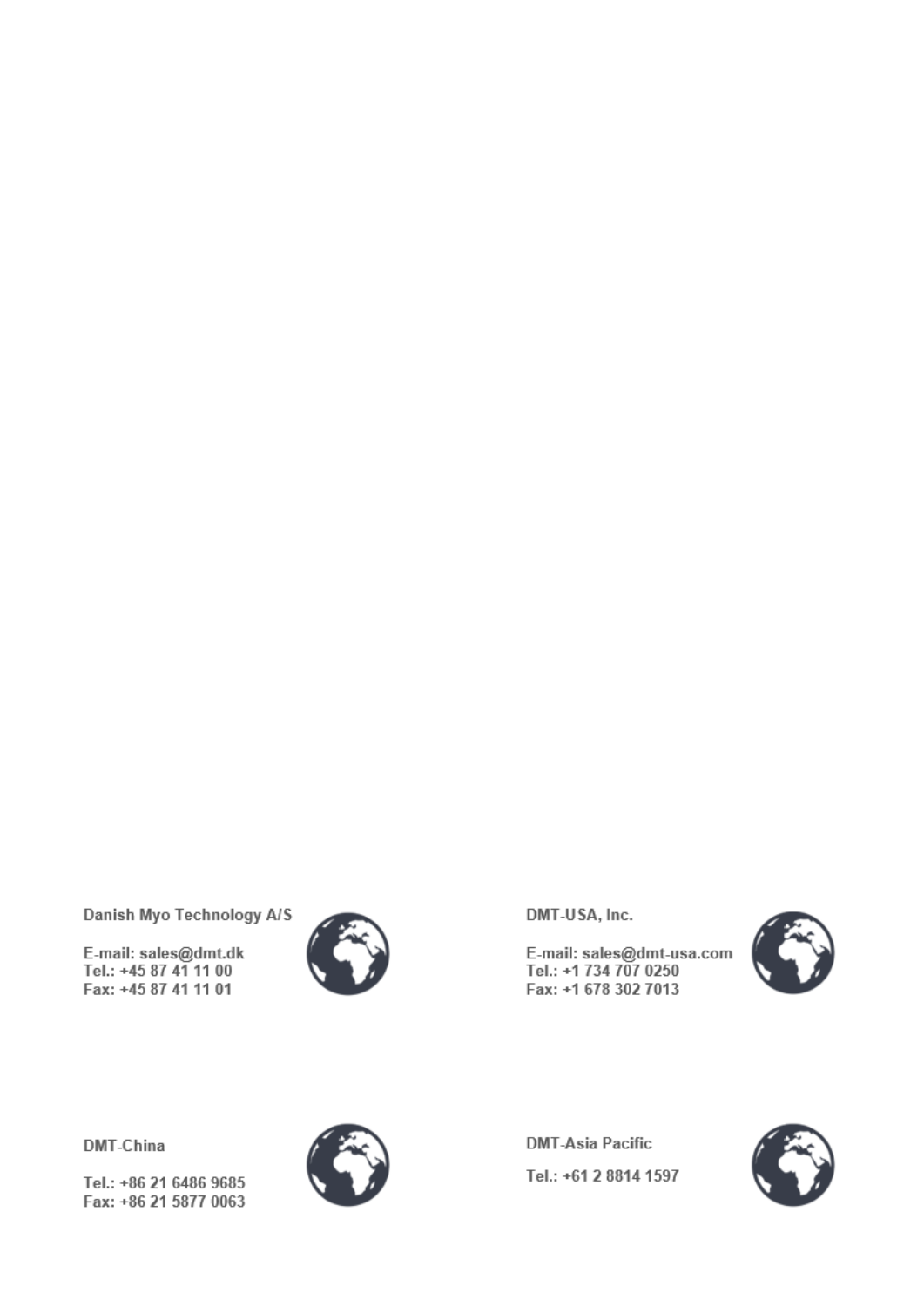**Danish Myo Technology A/S**

E-mail: sales@dmt.dk
Tel.: +45 87 41 11 00
Fax: +45 87 41 11 01

**DMT-USA, Inc.**

E-mail: sales@dmt-usa.com
Tel.: +1 734 707 0250
Fax: +1 678 302 7013

**DMT-China**

Tel.: +86 21 6486 9685
Fax: +86 21 5877 0063

**DMT-Asia Pacific**

Tel.: +61 2 8814 1597